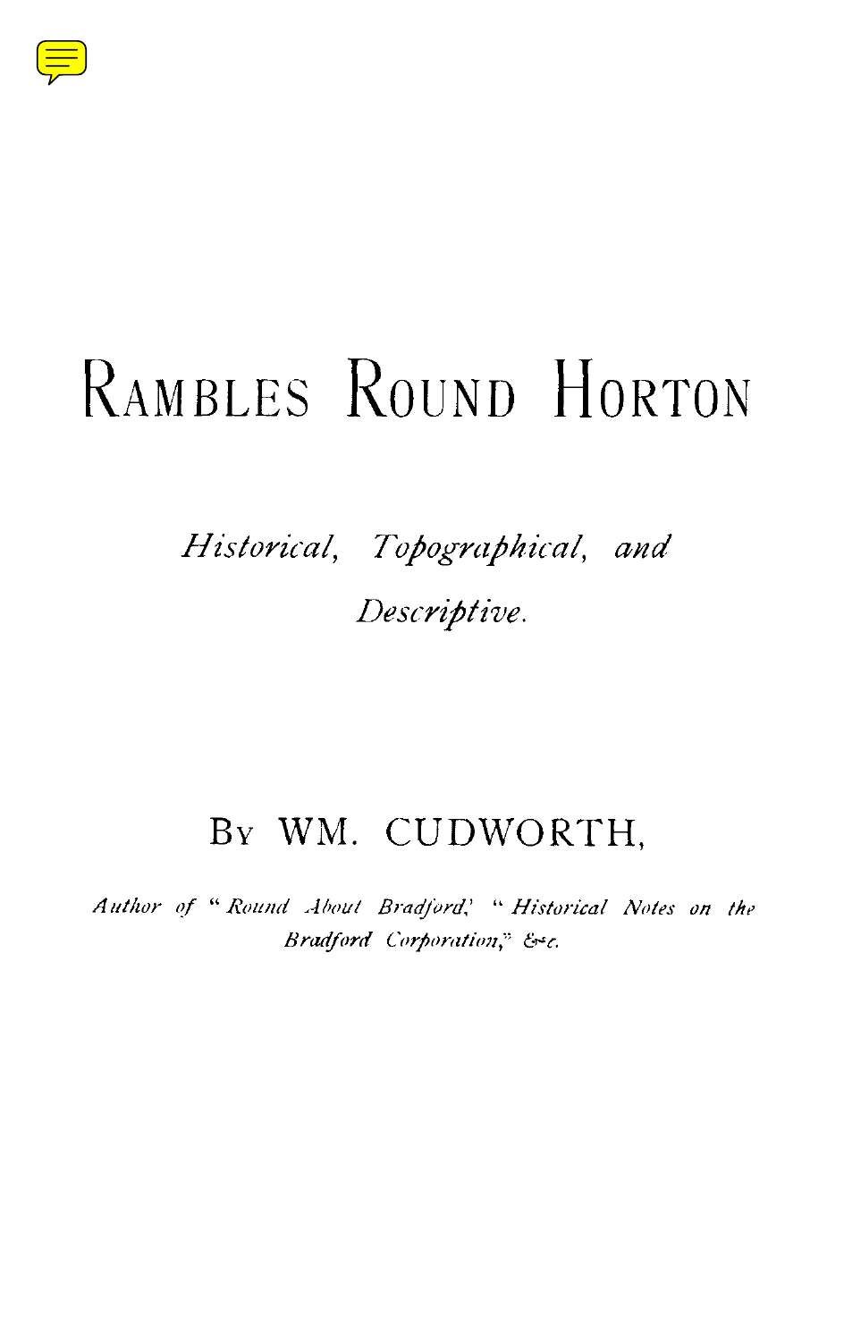# Rambles Round Horton

*Historical, Topographical, and Descriptive.*

## By WM. CUDWORTH,

*Author of "Round About Bradford," "Historical Notes on the Bradford Corporation," &c.*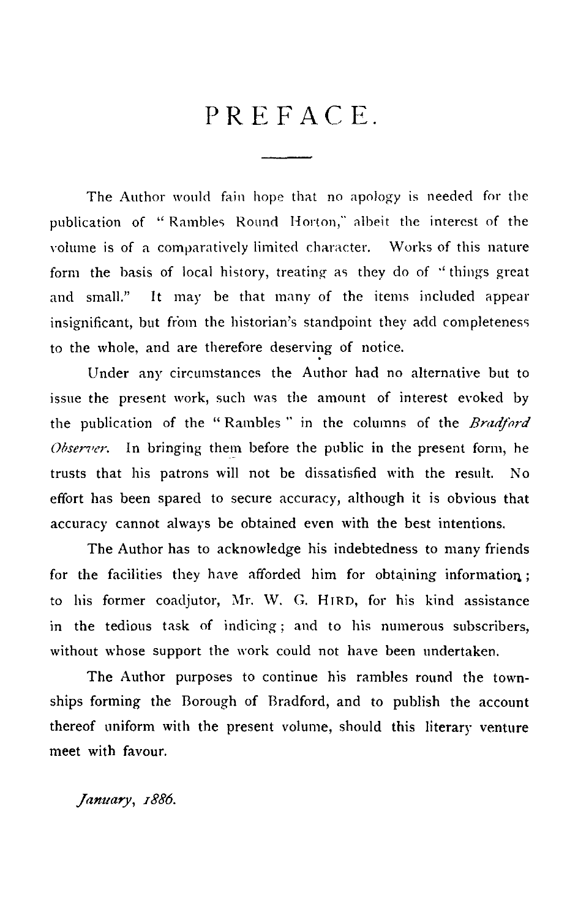# PREFACE.

The Author would fain hope that no apology is needed for the publication of "Rambles Round Horton," albeit the interest of the volume is of a comparatively limited character. Works of this nature form the basis of local history, treating as they do of "things great and small." It may be that many of the items included appear insignificant, but from the historian's standpoint they add completeness to the whole, and are therefore deserving of notice.

Under any circumstances the Author had no alternative but to issue the present work, such was the amount of interest evoked by the publication of the "Rambles" in the columns of the *Bradford Observer*. In bringing them before the public in the present form, he trusts that his patrons will not be dissatisfied with the result. No effort has been spared to secure accuracy, although it is obvious that accuracy cannot always be obtained even with the best intentions.

The Author has to acknowledge his indebtedness to many friends for the facilities they have afforded him for obtaining information; to his former coadjutor, Mr. W. G. HIRD, for his kind assistance in the tedious task of indicing; and to his numerous subscribers, without whose support the work could not have been undertaken.

The Author purposes to continue his rambles round the townships forming the Borough of Bradford, and to publish the account thereof uniform with the present volume, should this literary venture meet with favour.

*January, 1886.*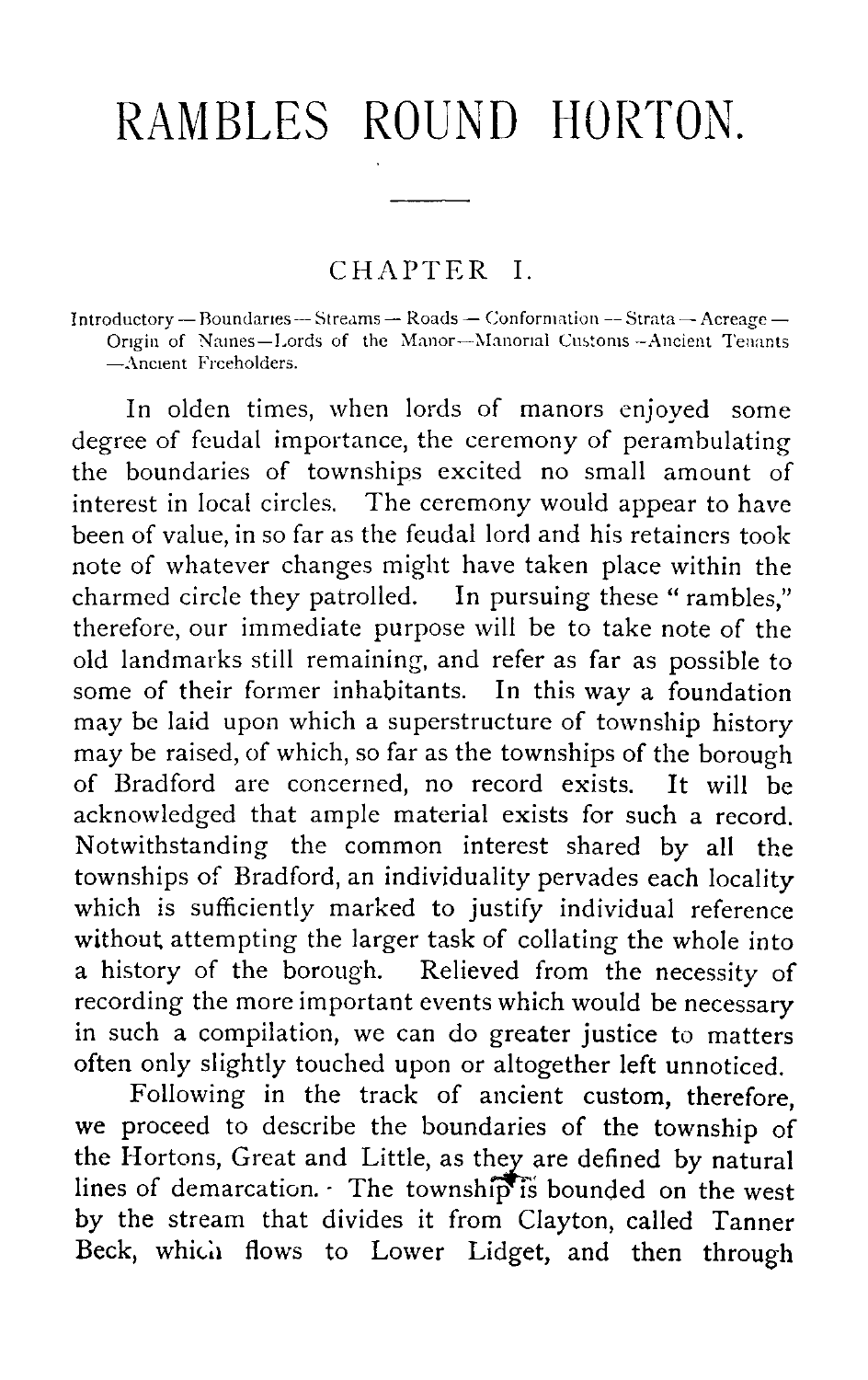# RAMBLES ROUND HORTON.

## CHAPTER I.

Introductory — Boundaries — Streams — Roads — Conformation — Strata — Acreage — Origin of Names — Lords of the Manor — Manorial Customs — Ancient Tenants — Ancient Freeholders.

In olden times, when lords of manors enjoyed some degree of feudal importance, the ceremony of perambulating the boundaries of townships excited no small amount of interest in local circles. The ceremony would appear to have been of value, in so far as the feudal lord and his retainers took note of whatever changes might have taken place within the charmed circle they patrolled. In pursuing these "rambles," therefore, our immediate purpose will be to take note of the old landmarks still remaining, and refer as far as possible to some of their former inhabitants. In this way a foundation may be laid upon which a superstructure of township history may be raised, of which, so far as the townships of the borough of Bradford are concerned, no record exists. It will be acknowledged that ample material exists for such a record. Notwithstanding the common interest shared by all the townships of Bradford, an individuality pervades each locality which is sufficiently marked to justify individual reference without attempting the larger task of collating the whole into a history of the borough. Relieved from the necessity of recording the more important events which would be necessary in such a compilation, we can do greater justice to matters often only slightly touched upon or altogether left unnoticed.

Following in the track of ancient custom, therefore, we proceed to describe the boundaries of the township of the Hortons, Great and Little, as they are defined by natural lines of demarcation. The township is bounded on the west by the stream that divides it from Clayton, called Tanner Beck, which flows to Lower Lidget, and then through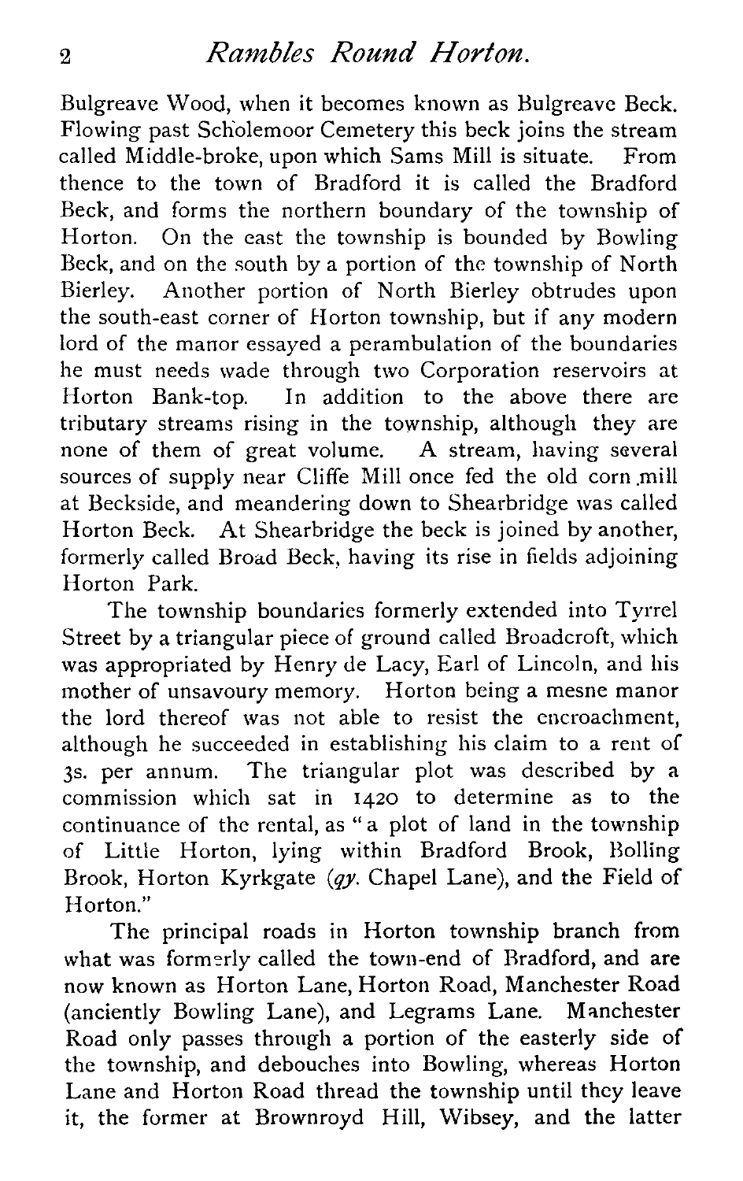Bulgreave Wood, when it becomes known as Bulgreave Beck. Flowing past Scholemoor Cemetery this beck joins the stream called Middle-broke, upon which Sams Mill is situate. From thence to the town of Bradford it is called the Bradford Beck, and forms the northern boundary of the township of Horton. On the east the township is bounded by Bowling Beck, and on the south by a portion of the township of North Bierley. Another portion of North Bierley obtrudes upon the south-east corner of Horton township, but if any modern lord of the manor essayed a perambulation of the boundaries he must needs wade through two Corporation reservoirs at Horton Bank-top. In addition to the above there are tributary streams rising in the township, although they are none of them of great volume. A stream, having several sources of supply near Cliffe Mill once fed the old corn mill at Beckside, and meandering down to Shearbridge was called Horton Beck. At Shearbridge the beck is joined by another, formerly called Broad Beck, having its rise in fields adjoining Horton Park.

The township boundaries formerly extended into Tyrrel Street by a triangular piece of ground called Broadcroft, which was appropriated by Henry de Lacy, Earl of Lincoln, and his mother of unsavoury memory. Horton being a mesne manor the lord thereof was not able to resist the encroachment, although he succeeded in establishing his claim to a rent of 3s. per annum. The triangular plot was described by a commission which sat in 1420 to determine as to the continuance of the rental, as "a plot of land in the township of Little Horton, lying within Bradford Brook, Bolling Brook, Horton Kyrkgate (*qy.* Chapel Lane), and the Field of Horton."

The principal roads in Horton township branch from what was formerly called the town-end of Bradford, and are now known as Horton Lane, Horton Road, Manchester Road (anciently Bowling Lane), and Legrams Lane. Manchester Road only passes through a portion of the easterly side of the township, and debouches into Bowling, whereas Horton Lane and Horton Road thread the township until they leave it, the former at Brownroyd Hill, Wibsey, and the latter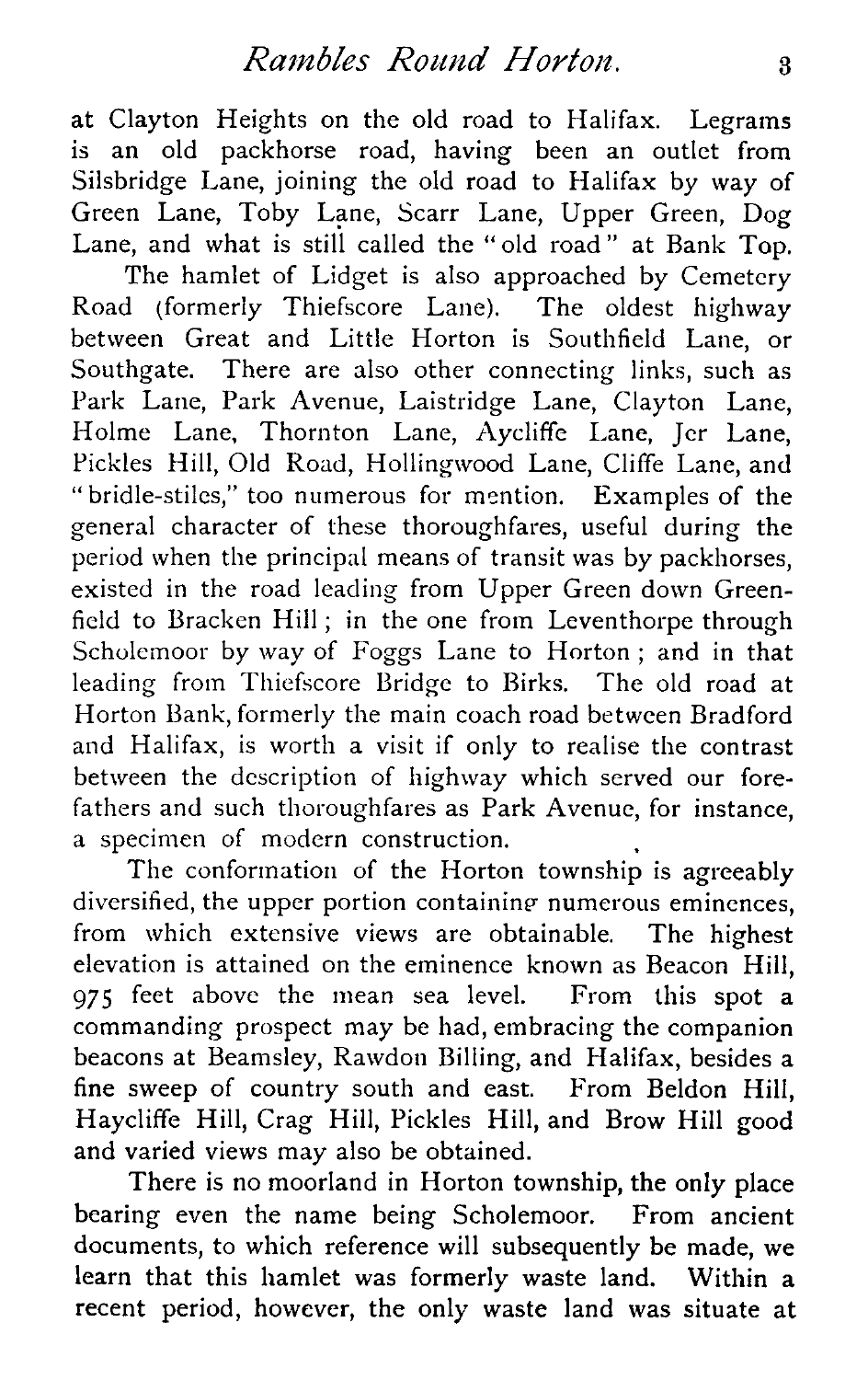at Clayton Heights on the old road to Halifax. Legrams is an old packhorse road, having been an outlet from Silsbridge Lane, joining the old road to Halifax by way of Green Lane, Toby Lane, Scarr Lane, Upper Green, Dog Lane, and what is still called the "old road" at Bank Top.

The hamlet of Lidget is also approached by Cemetery Road (formerly Thiefscore Lane). The oldest highway between Great and Little Horton is Southfield Lane, or Southgate. There are also other connecting links, such as Park Lane, Park Avenue, Laistridge Lane, Clayton Lane, Holme Lane, Thornton Lane, Aycliffe Lane, Jer Lane, Pickles Hill, Old Road, Hollingwood Lane, Cliffe Lane, and "bridle-stiles," too numerous for mention. Examples of the general character of these thoroughfares, useful during the period when the principal means of transit was by packhorses, existed in the road leading from Upper Green down Greenfield to Bracken Hill; in the one from Leventhorpe through Scholemoor by way of Foggs Lane to Horton; and in that leading from Thiefscore Bridge to Birks. The old road at Horton Bank, formerly the main coach road between Bradford and Halifax, is worth a visit if only to realise the contrast between the description of highway which served our forefathers and such thoroughfares as Park Avenue, for instance, a specimen of modern construction.

The conformation of the Horton township is agreeably diversified, the upper portion containing numerous eminences, from which extensive views are obtainable. The highest elevation is attained on the eminence known as Beacon Hill, 975 feet above the mean sea level. From this spot a commanding prospect may be had, embracing the companion beacons at Beamsley, Rawdon Billing, and Halifax, besides a fine sweep of country south and east. From Beldon Hill, Haycliffe Hill, Crag Hill, Pickles Hill, and Brow Hill good and varied views may also be obtained.

There is no moorland in Horton township, the only place bearing even the name being Scholemoor. From ancient documents, to which reference will subsequently be made, we learn that this hamlet was formerly waste land. Within a recent period, however, the only waste land was situate at